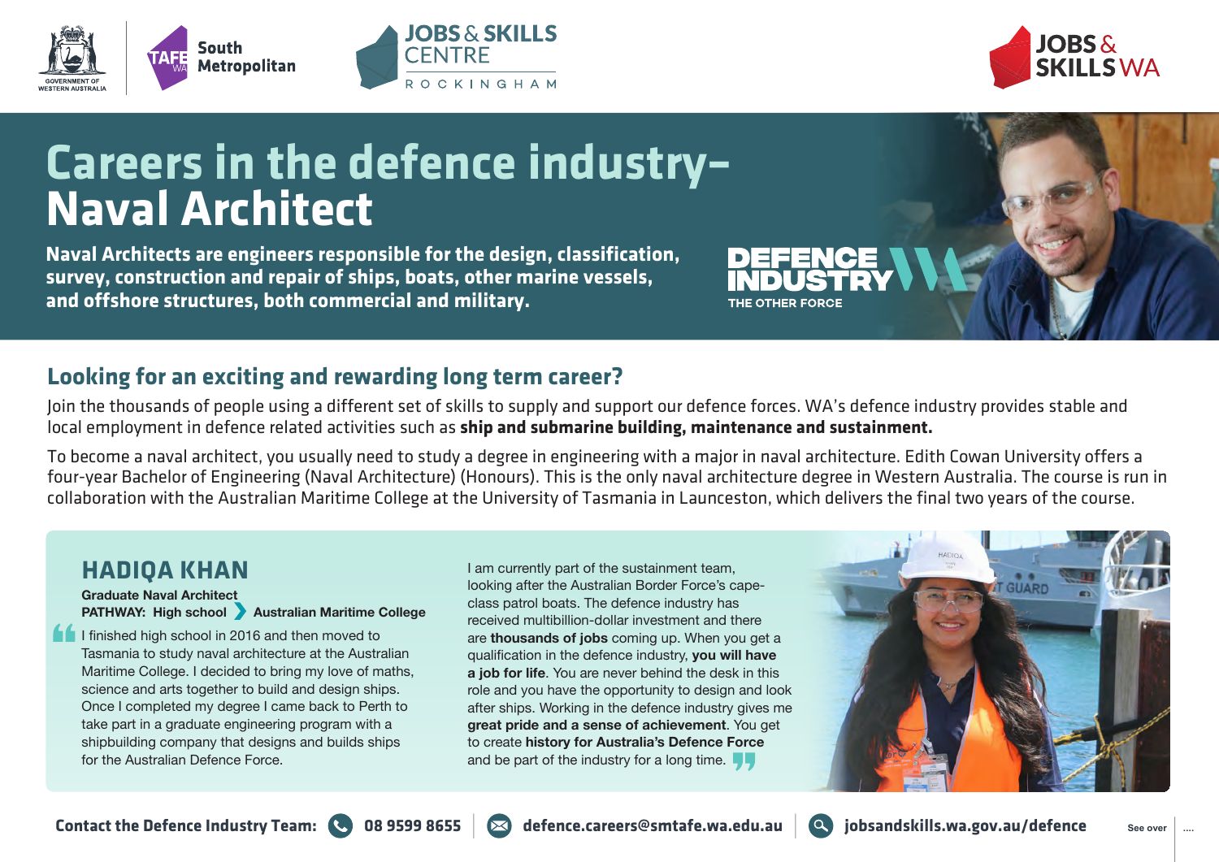# Careers in the defence industry– Naval Architect

**Naval Architects are engineers responsible for the design, classification, survey, construction and repair of ships, boats, other marine vessels, and offshore structures, both commercial and military.**

DEFENCE INDUSTRY WA
THE OTHER FORCE

## Looking for an exciting and rewarding long term career?

Join the thousands of people using a different set of skills to supply and support our defence forces. WA's defence industry provides stable and local employment in defence related activities such as **ship and submarine building, maintenance and sustainment.**

To become a naval architect, you usually need to study a degree in engineering with a major in naval architecture. Edith Cowan University offers a four-year Bachelor of Engineering (Naval Architecture) (Honours). This is the only naval architecture degree in Western Australia. The course is run in collaboration with the Australian Maritime College at the University of Tasmania in Launceston, which delivers the final two years of the course.

### HADIQA KHAN

**Graduate Naval Architect**
**PATHWAY: High school › Australian Maritime College**

"I finished high school in 2016 and then moved to Tasmania to study naval architecture at the Australian Maritime College. I decided to bring my love of maths, science and arts together to build and design ships. Once I completed my degree I came back to Perth to take part in a graduate engineering program with a shipbuilding company that designs and builds ships for the Australian Defence Force.

I am currently part of the sustainment team, looking after the Australian Border Force's cape-class patrol boats. The defence industry has received multibillion-dollar investment and there are **thousands of jobs** coming up. When you get a qualification in the defence industry, **you will have a job for life**. You are never behind the desk in this role and you have the opportunity to design and look after ships. Working in the defence industry gives me **great pride and a sense of achievement**. You get to create **history for Australia's Defence Force** and be part of the industry for a long time."

**Contact the Defence Industry Team:** 08 9599 8655 | defence.careers@smtafe.wa.edu.au | jobsandskills.wa.gov.au/defence

See over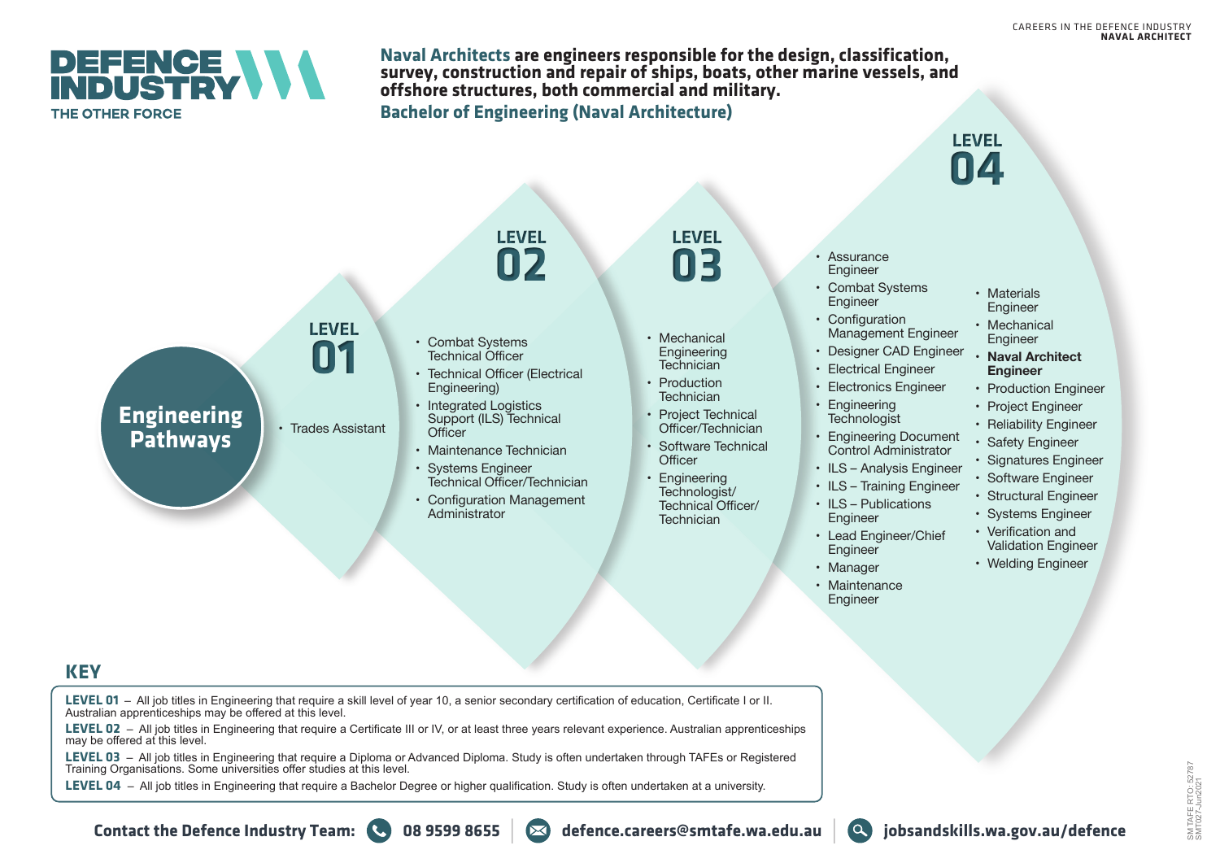# DEFENCE INDUSTRY

THE OTHER FORCE

**Naval Architects are engineers responsible for the design, classification, survey, construction and repair of ships, boats, other marine vessels, and offshore structures, both commercial and military.**

**Bachelor of Engineering (Naval Architecture)**

## Engineering Pathways

### LEVEL 01

- Trades Assistant

### LEVEL 02

- Combat Systems Technical Officer
- Technical Officer (Electrical Engineering)
- Integrated Logistics Support (ILS) Technical Officer
- Maintenance Technician
- Systems Engineer Technical Officer/Technician
- Configuration Management Administrator

### LEVEL 03

- Mechanical Engineering Technician
- Production Technician
- Project Technical Officer/Technician
- Software Technical Officer
- Engineering Technologist/ Technical Officer/ Technician

### LEVEL 04

- Assurance Engineer
- Combat Systems Engineer
- Configuration Management Engineer
- Designer CAD Engineer
- Electrical Engineer
- Electronics Engineer
- Engineering Technologist
- Engineering Document Control Administrator
- ILS – Analysis Engineer
- ILS – Training Engineer
- ILS – Publications Engineer
- Lead Engineer/Chief Engineer
- Manager
- Maintenance Engineer
- Materials Engineer
- Mechanical Engineer
- **Naval Architect Engineer**
- Production Engineer
- Project Engineer
- Reliability Engineer
- Safety Engineer
- Signatures Engineer
- Software Engineer
- Structural Engineer
- Systems Engineer
- Verification and Validation Engineer
- Welding Engineer

## KEY

**LEVEL 01** – All job titles in Engineering that require a skill level of year 10, a senior secondary certification of education, Certificate I or II. Australian apprenticeships may be offered at this level.

**LEVEL 02** – All job titles in Engineering that require a Certificate III or IV, or at least three years relevant experience. Australian apprenticeships may be offered at this level.

**LEVEL 03** – All job titles in Engineering that require a Diploma or Advanced Diploma. Study is often undertaken through TAFEs or Registered Training Organisations. Some universities offer studies at this level.

**LEVEL 04** – All job titles in Engineering that require a Bachelor Degree or higher qualification. Study is often undertaken at a university.

**Contact the Defence Industry Team:** 08 9599 8655 | defence.careers@smtafe.wa.edu.au | jobsandskills.wa.gov.au/defence

SM TAFE RTO: 52787
SMT027-Jun2021